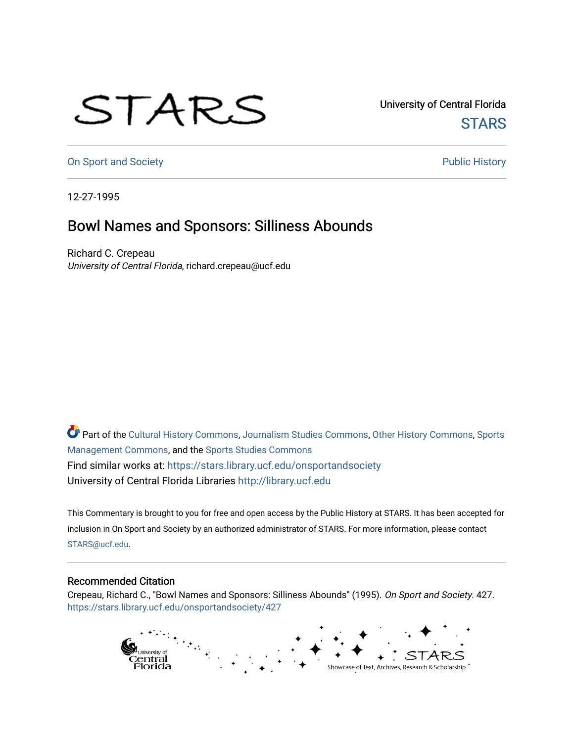University of Central Florida

STARS

On Sport and Society

Public History

12-27-1995

# Bowl Names and Sponsors: Silliness Abounds

Richard C. Crepeau
*University of Central Florida*, richard.crepeau@ucf.edu

Part of the Cultural History Commons, Journalism Studies Commons, Other History Commons, Sports Management Commons, and the Sports Studies Commons

Find similar works at: https://stars.library.ucf.edu/onsportandsociety

University of Central Florida Libraries http://library.ucf.edu

This Commentary is brought to you for free and open access by the Public History at STARS. It has been accepted for inclusion in On Sport and Society by an authorized administrator of STARS. For more information, please contact STARS@ucf.edu.

## Recommended Citation

Crepeau, Richard C., "Bowl Names and Sponsors: Silliness Abounds" (1995). *On Sport and Society*. 427.
https://stars.library.ucf.edu/onsportandsociety/427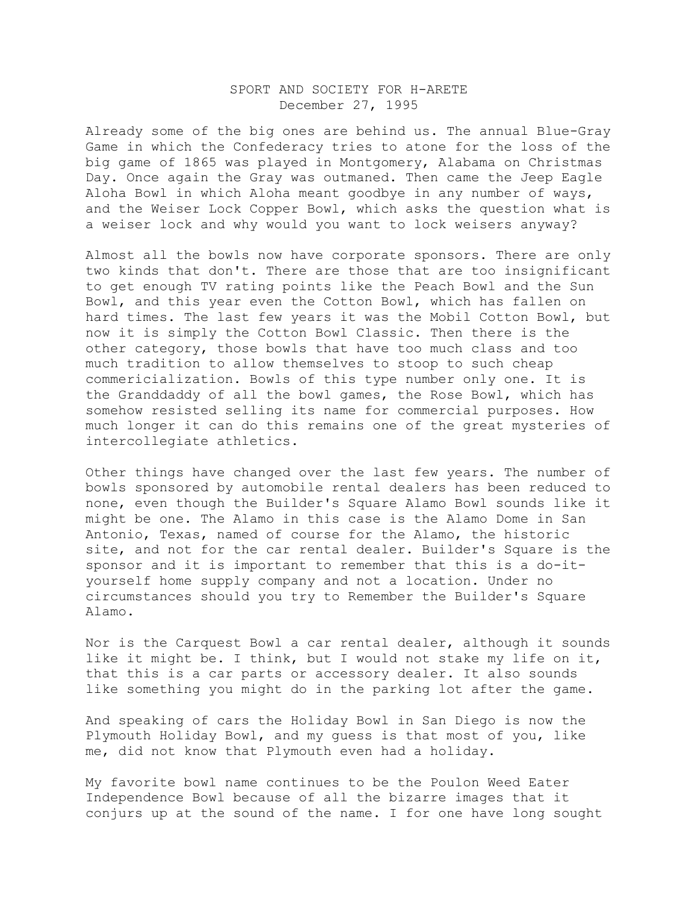SPORT AND SOCIETY FOR H-ARETE
December 27, 1995

Already some of the big ones are behind us. The annual Blue-Gray Game in which the Confederacy tries to atone for the loss of the big game of 1865 was played in Montgomery, Alabama on Christmas Day. Once again the Gray was outmaned. Then came the Jeep Eagle Aloha Bowl in which Aloha meant goodbye in any number of ways, and the Weiser Lock Copper Bowl, which asks the question what is a weiser lock and why would you want to lock weisers anyway?

Almost all the bowls now have corporate sponsors. There are only two kinds that don't. There are those that are too insignificant to get enough TV rating points like the Peach Bowl and the Sun Bowl, and this year even the Cotton Bowl, which has fallen on hard times. The last few years it was the Mobil Cotton Bowl, but now it is simply the Cotton Bowl Classic. Then there is the other category, those bowls that have too much class and too much tradition to allow themselves to stoop to such cheap commericialization. Bowls of this type number only one. It is the Granddaddy of all the bowl games, the Rose Bowl, which has somehow resisted selling its name for commercial purposes. How much longer it can do this remains one of the great mysteries of intercollegiate athletics.

Other things have changed over the last few years. The number of bowls sponsored by automobile rental dealers has been reduced to none, even though the Builder's Square Alamo Bowl sounds like it might be one. The Alamo in this case is the Alamo Dome in San Antonio, Texas, named of course for the Alamo, the historic site, and not for the car rental dealer. Builder's Square is the sponsor and it is important to remember that this is a do-it-yourself home supply company and not a location. Under no circumstances should you try to Remember the Builder's Square Alamo.

Nor is the Carquest Bowl a car rental dealer, although it sounds like it might be. I think, but I would not stake my life on it, that this is a car parts or accessory dealer. It also sounds like something you might do in the parking lot after the game.

And speaking of cars the Holiday Bowl in San Diego is now the Plymouth Holiday Bowl, and my guess is that most of you, like me, did not know that Plymouth even had a holiday.

My favorite bowl name continues to be the Poulon Weed Eater Independence Bowl because of all the bizarre images that it conjurs up at the sound of the name. I for one have long sought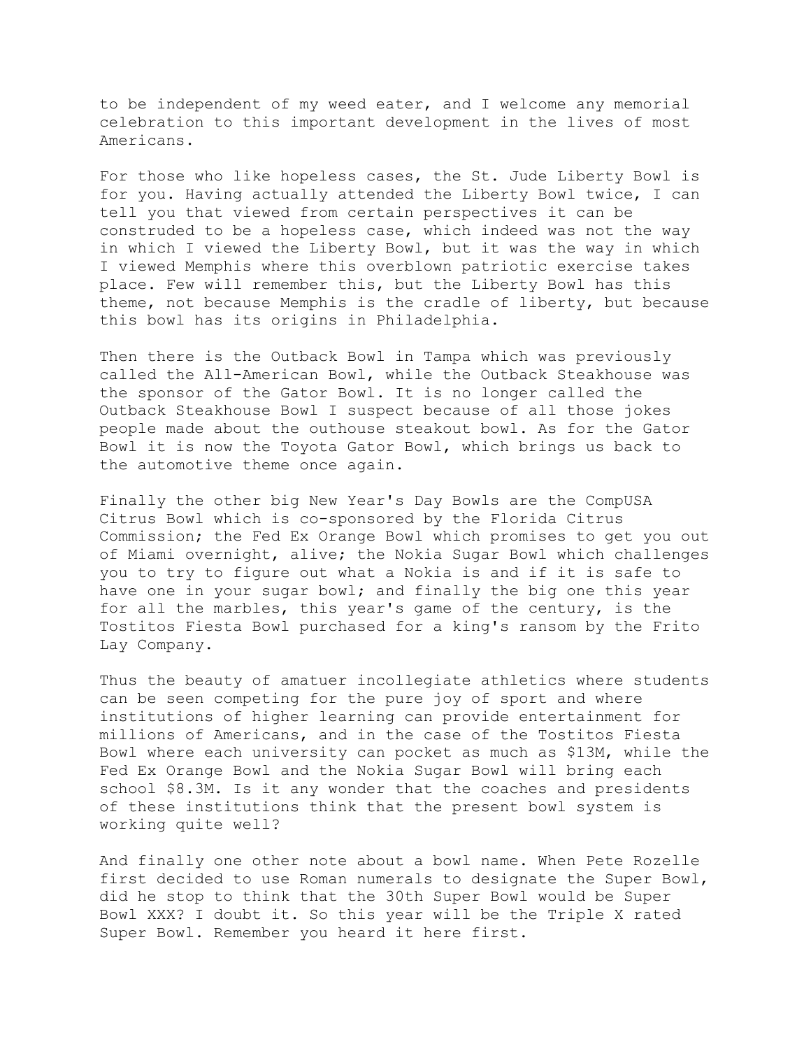to be independent of my weed eater, and I welcome any memorial celebration to this important development in the lives of most Americans.

For those who like hopeless cases, the St. Jude Liberty Bowl is for you. Having actually attended the Liberty Bowl twice, I can tell you that viewed from certain perspectives it can be construded to be a hopeless case, which indeed was not the way in which I viewed the Liberty Bowl, but it was the way in which I viewed Memphis where this overblown patriotic exercise takes place. Few will remember this, but the Liberty Bowl has this theme, not because Memphis is the cradle of liberty, but because this bowl has its origins in Philadelphia.

Then there is the Outback Bowl in Tampa which was previously called the All-American Bowl, while the Outback Steakhouse was the sponsor of the Gator Bowl. It is no longer called the Outback Steakhouse Bowl I suspect because of all those jokes people made about the outhouse steakout bowl. As for the Gator Bowl it is now the Toyota Gator Bowl, which brings us back to the automotive theme once again.

Finally the other big New Year's Day Bowls are the CompUSA Citrus Bowl which is co-sponsored by the Florida Citrus Commission; the Fed Ex Orange Bowl which promises to get you out of Miami overnight, alive; the Nokia Sugar Bowl which challenges you to try to figure out what a Nokia is and if it is safe to have one in your sugar bowl; and finally the big one this year for all the marbles, this year's game of the century, is the Tostitos Fiesta Bowl purchased for a king's ransom by the Frito Lay Company.

Thus the beauty of amatuer incollegiate athletics where students can be seen competing for the pure joy of sport and where institutions of higher learning can provide entertainment for millions of Americans, and in the case of the Tostitos Fiesta Bowl where each university can pocket as much as $13M, while the Fed Ex Orange Bowl and the Nokia Sugar Bowl will bring each school $8.3M. Is it any wonder that the coaches and presidents of these institutions think that the present bowl system is working quite well?

And finally one other note about a bowl name. When Pete Rozelle first decided to use Roman numerals to designate the Super Bowl, did he stop to think that the 30th Super Bowl would be Super Bowl XXX? I doubt it. So this year will be the Triple X rated Super Bowl. Remember you heard it here first.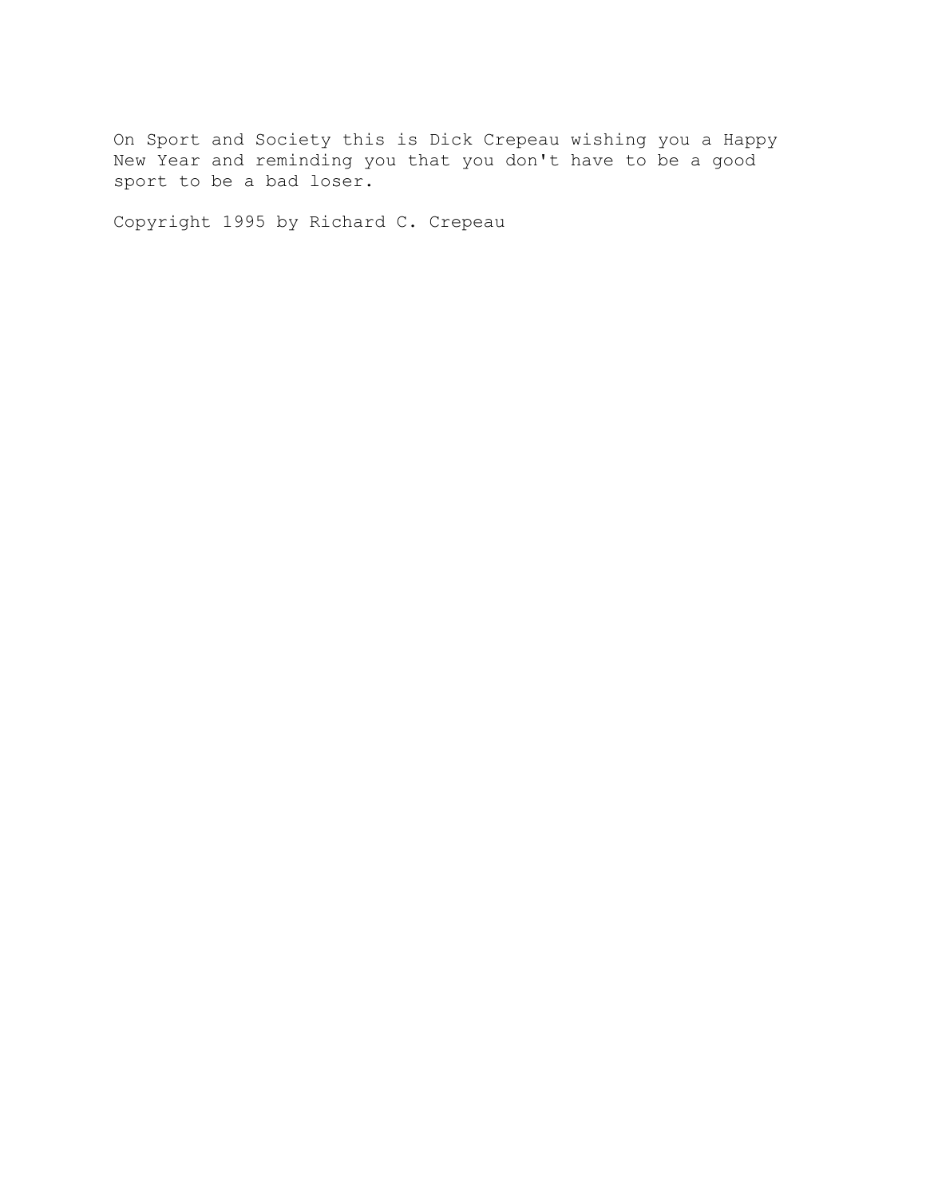On Sport and Society this is Dick Crepeau wishing you a Happy New Year and reminding you that you don't have to be a good sport to be a bad loser.

Copyright 1995 by Richard C. Crepeau